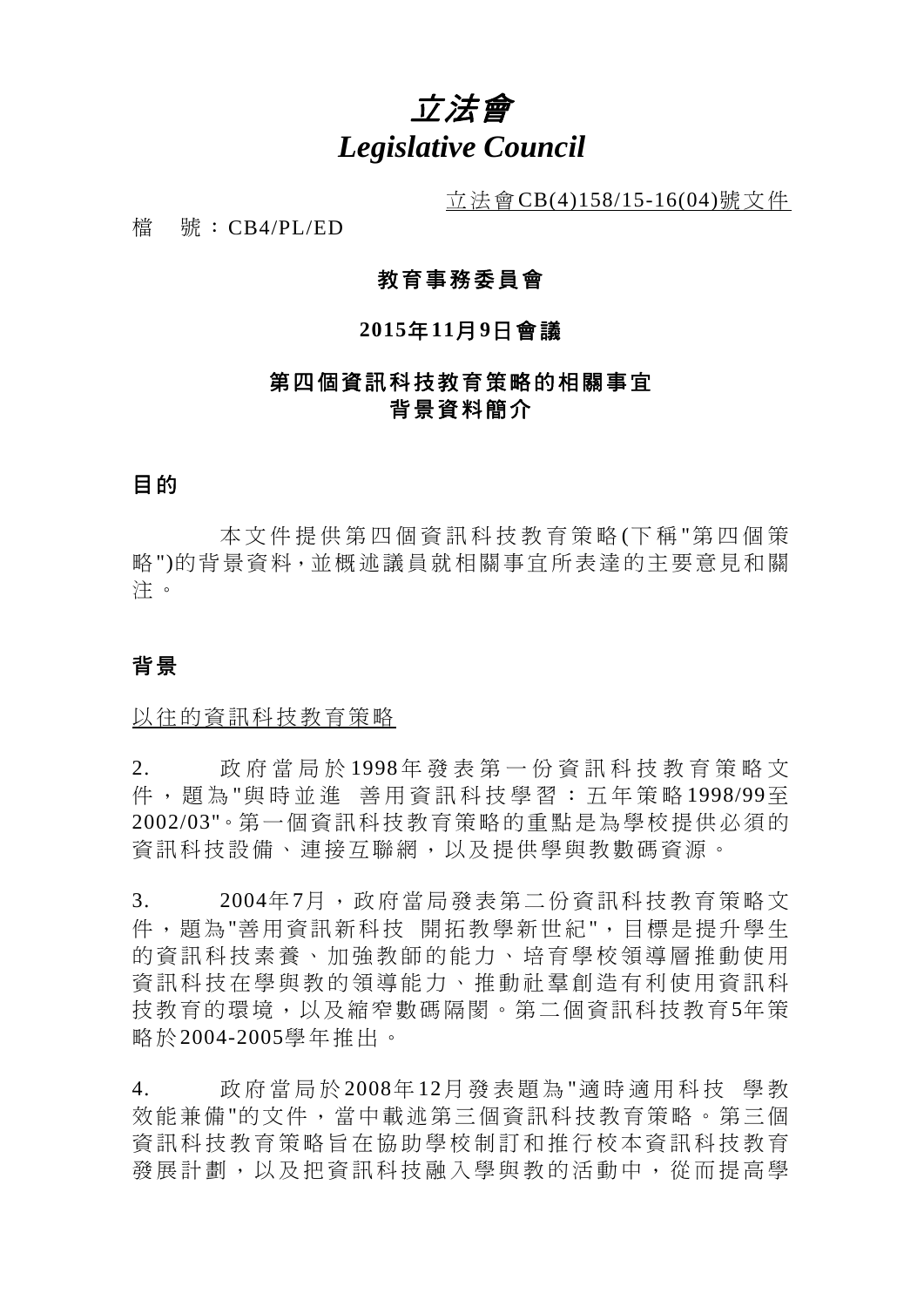# *立法會*
# *Legislative Council*

立法會CB(4)158/15-16(04)號文件

檔　號：CB4/PL/ED

## 教育事務委員會

## 2015年11月9日會議

## 第四個資訊科技教育策略的相關事宜
## 背景資料簡介

### 目的

本文件提供第四個資訊科技教育策略(下稱"第四個策略")的背景資料，並概述議員就相關事宜所表達的主要意見和關注。

### 背景

以往的資訊科技教育策略

2. 政府當局於1998年發表第一份資訊科技教育策略文件，題為"與時並進　善用資訊科技學習：五年策略1998/99至2002/03"。第一個資訊科技教育策略的重點是為學校提供必須的資訊科技設備、連接互聯網，以及提供學與教數碼資源。

3. 2004年7月，政府當局發表第二份資訊科技教育策略文件，題為"善用資訊新科技　開拓教學新世紀"，目標是提升學生的資訊科技素養、加強教師的能力、培育學校領導層推動使用資訊科技在學與教的領導能力、推動社羣創造有利使用資訊科技教育的環境，以及縮窄數碼隔閡。第二個資訊科技教育5年策略於2004-2005學年推出。

4. 政府當局於2008年12月發表題為"適時適用科技　學教效能兼備"的文件，當中載述第三個資訊科技教育策略。第三個資訊科技教育策略旨在協助學校制訂和推行校本資訊科技教育發展計劃，以及把資訊科技融入學與教的活動中，從而提高學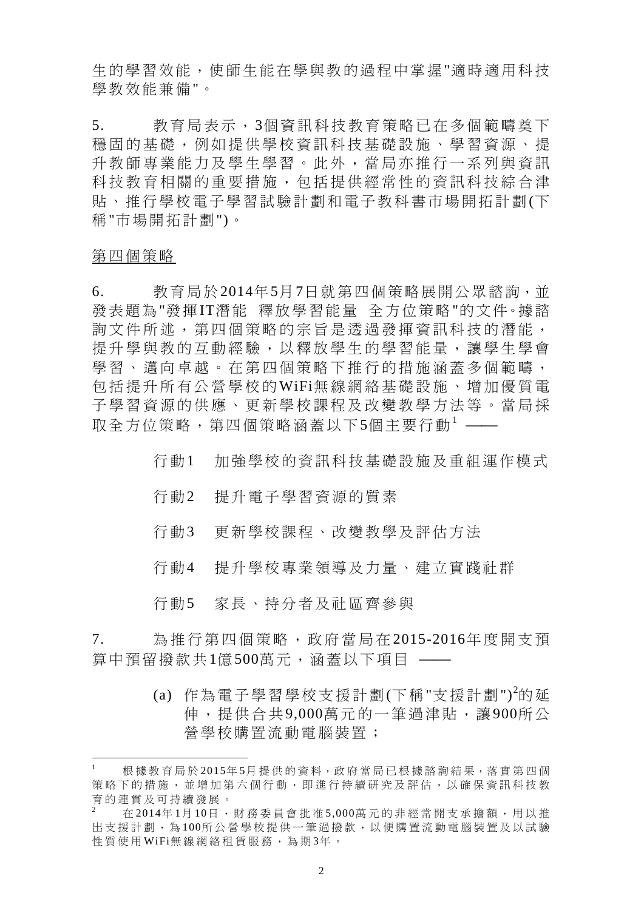生的學習效能，使師生能在學與教的過程中掌握"適時適用科技學教效能兼備"。

5. 教育局表示，3個資訊科技教育策略已在多個範疇奠下穩固的基礎，例如提供學校資訊科技基礎設施、學習資源、提升教師專業能力及學生學習。此外，當局亦推行一系列與資訊科技教育相關的重要措施，包括提供經常性的資訊科技綜合津貼、推行學校電子學習試驗計劃和電子教科書市場開拓計劃(下稱"市場開拓計劃")。

<u>第四個策略</u>

6. 教育局於2014年5月7日就第四個策略展開公眾諮詢，並發表題為"發揮IT潛能 釋放學習能量 全方位策略"的文件。據諮詢文件所述，第四個策略的宗旨是透過發揮資訊科技的潛能，提升學與教的互動經驗，以釋放學生的學習能量，讓學生學會學習、邁向卓越。在第四個策略下推行的措施涵蓋多個範疇，包括提升所有公營學校的WiFi無線網絡基礎設施、增加優質電子學習資源的供應、更新學校課程及改變教學方法等。當局採取全方位策略，第四個策略涵蓋以下5個主要行動[1] ——

行動1 加強學校的資訊科技基礎設施及重組運作模式

行動2 提升電子學習資源的質素

行動3 更新學校課程、改變教學及評估方法

行動4 提升學校專業領導及力量、建立實踐社群

行動5 家長、持分者及社區齊參與

7. 為推行第四個策略，政府當局在2015-2016年度開支預算中預留撥款共1億500萬元，涵蓋以下項目 ——

(a) 作為電子學習學校支援計劃(下稱"支援計劃")[2]的延伸，提供合共9,000萬元的一筆過津貼，讓900所公營學校購置流動電腦裝置；

---

[1] 根據教育局於2015年5月提供的資料，政府當局已根據諮詢結果，落實第四個策略下的措施，並增加第六個行動，即進行持續研究及評估，以確保資訊科技教育的連貫及可持續發展。

[2] 在2014年1月10日，財務委員會批准5,000萬元的非經常開支承擔額，用以推出支援計劃，為100所公營學校提供一筆過撥款，以便購置流動電腦裝置及以試驗性質使用WiFi無線網絡租賃服務，為期3年。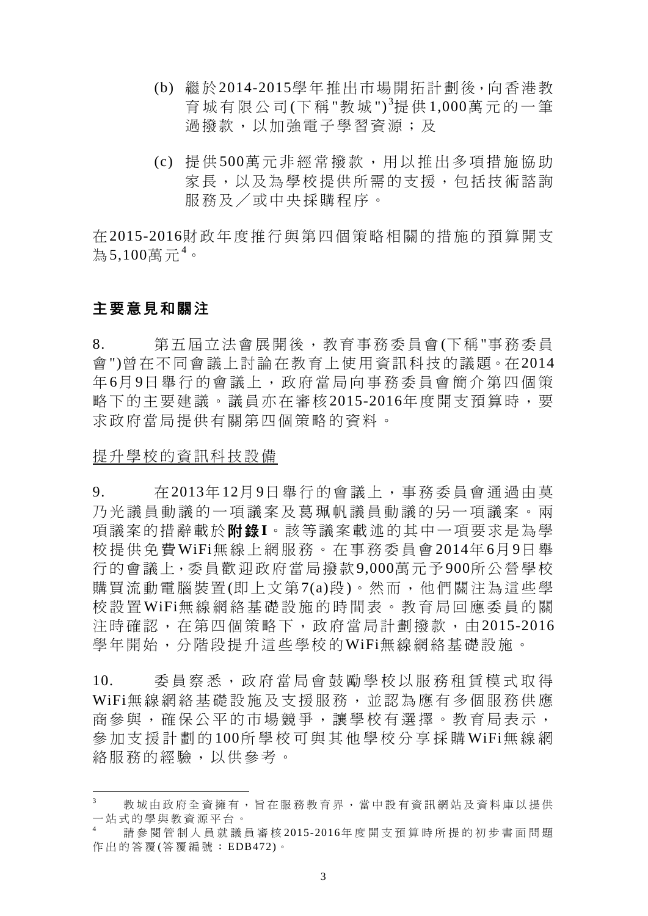(b) 繼於2014-2015學年推出市場開拓計劃後，向香港教育城有限公司(下稱"教城")[3]提供1,000萬元的一筆過撥款，以加強電子學習資源；及

(c) 提供500萬元非經常撥款，用以推出多項措施協助家長，以及為學校提供所需的支援，包括技術諮詢服務及／或中央採購程序。

在2015-2016財政年度推行與第四個策略相關的措施的預算開支為5,100萬元[4]。

## 主要意見和關注

8. 第五屆立法會展開後，教育事務委員會(下稱"事務委員會")曾在不同會議上討論在教育上使用資訊科技的議題。在2014年6月9日舉行的會議上，政府當局向事務委員會簡介第四個策略下的主要建議。議員亦在審核2015-2016年度開支預算時，要求政府當局提供有關第四個策略的資料。

提升學校的資訊科技設備

9. 在2013年12月9日舉行的會議上，事務委員會通過由莫乃光議員動議的一項議案及葛珮帆議員動議的另一項議案。兩項議案的措辭載於**附錄I**。該等議案載述的其中一項要求是為學校提供免費WiFi無線上網服務。在事務委員會2014年6月9日舉行的會議上，委員歡迎政府當局撥款9,000萬元予900所公營學校購買流動電腦裝置(即上文第7(a)段)。然而，他們關注為這些學校設置WiFi無線網絡基礎設施的時間表。教育局回應委員的關注時確認，在第四個策略下，政府當局計劃撥款，由2015-2016學年開始，分階段提升這些學校的WiFi無線網絡基礎設施。

10. 委員察悉，政府當局會鼓勵學校以服務租賃模式取得WiFi無線網絡基礎設施及支援服務，並認為應有多個服務供應商參與，確保公平的市場競爭，讓學校有選擇。教育局表示，參加支援計劃的100所學校可與其他學校分享採購WiFi無線網絡服務的經驗，以供參考。

---

[3] 教城由政府全資擁有，旨在服務教育界，當中設有資訊網站及資料庫以提供一站式的學與教資源平台。

[4] 請參閱管制人員就議員審核2015-2016年度開支預算時所提的初步書面問題作出的答覆(答覆編號：EDB472)。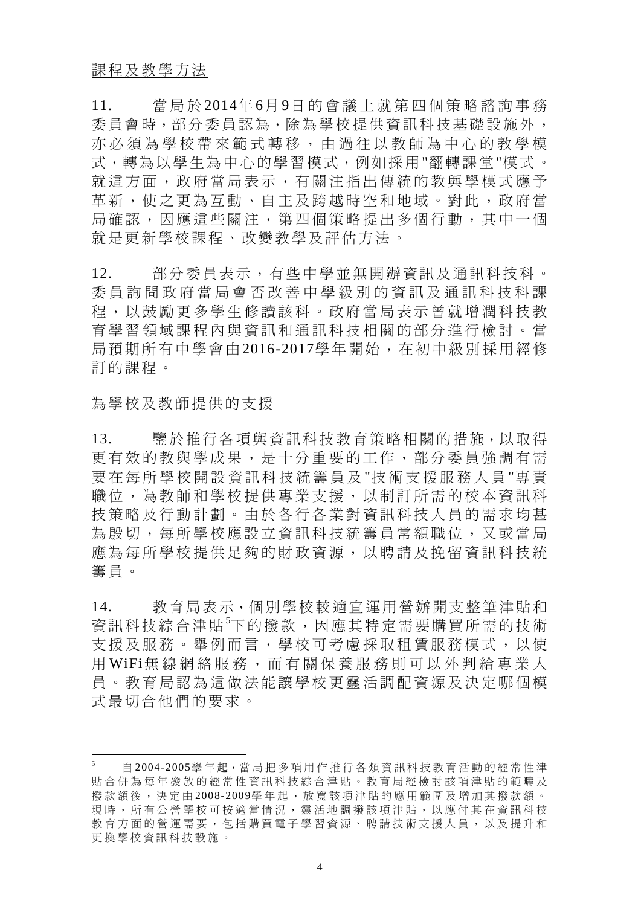<u>課程及教學方法</u>

11. 當局於2014年6月9日的會議上就第四個策略諮詢事務委員會時，部分委員認為，除為學校提供資訊科技基礎設施外，亦必須為學校帶來範式轉移，由過往以教師為中心的教學模式，轉為以學生為中心的學習模式，例如採用"翻轉課堂"模式。就這方面，政府當局表示，有關注指出傳統的教與學模式應予革新，使之更為互動、自主及跨越時空和地域。對此，政府當局確認，因應這些關注，第四個策略提出多個行動，其中一個就是更新學校課程、改變教學及評估方法。

12. 部分委員表示，有些中學並無開辦資訊及通訊科技科。委員詢問政府當局會否改善中學級別的資訊及通訊科技科課程，以鼓勵更多學生修讀該科。政府當局表示曾就增潤科技教育學習領域課程內與資訊和通訊科技相關的部分進行檢討。當局預期所有中學會由2016-2017學年開始，在初中級別採用經修訂的課程。

<u>為學校及教師提供的支援</u>

13. 鑒於推行各項與資訊科技教育策略相關的措施，以取得更有效的教與學成果，是十分重要的工作，部分委員強調有需要在每所學校開設資訊科技統籌員及"技術支援服務人員"專責職位，為教師和學校提供專業支援，以制訂所需的校本資訊科技策略及行動計劃。由於各行各業對資訊科技人員的需求均甚為殷切，每所學校應設立資訊科技統籌員常額職位，又或當局應為每所學校提供足夠的財政資源，以聘請及挽留資訊科技統籌員。

14. 教育局表示，個別學校較適宜運用營辦開支整筆津貼和資訊科技綜合津貼[5]下的撥款，因應其特定需要購買所需的技術支援及服務。舉例而言，學校可考慮採取租賃服務模式，以使用WiFi無線網絡服務，而有關保養服務則可以外判給專業人員。教育局認為這做法能讓學校更靈活調配資源及決定哪個模式最切合他們的要求。

---

[5] 自2004-2005學年起，當局把多項用作推行各類資訊科技教育活動的經常性津貼合併為每年發放的經常性資訊科技綜合津貼。教育局經檢討該項津貼的範疇及撥款額後，決定由2008-2009學年起，放寬該項津貼的應用範圍及增加其撥款額。現時，所有公營學校可按適當情況，靈活地調撥該項津貼，以應付其在資訊科技教育方面的營運需要，包括購買電子學習資源、聘請技術支援人員，以及提升和更換學校資訊科技設施。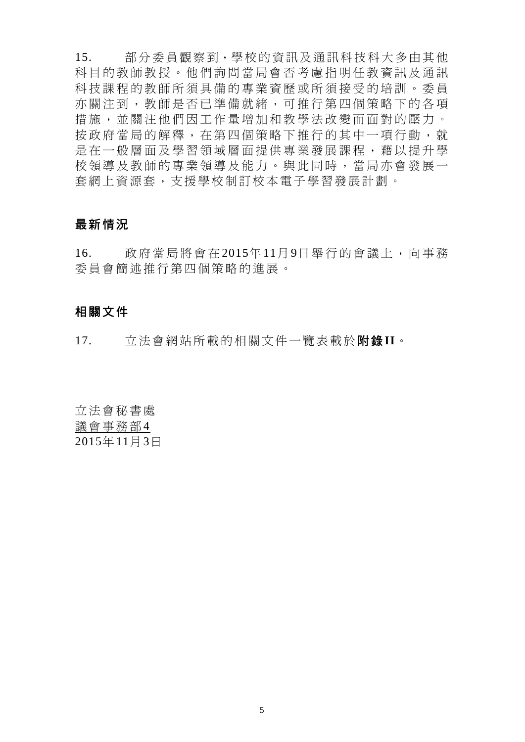15. 部分委員觀察到，學校的資訊及通訊科技科大多由其他科目的教師教授。他們詢問當局會否考慮指明任教資訊及通訊科技課程的教師所須具備的專業資歷或所須接受的培訓。委員亦關注到，教師是否已準備就緒，可推行第四個策略下的各項措施，並關注他們因工作量增加和教學法改變而面對的壓力。按政府當局的解釋，在第四個策略下推行的其中一項行動，就是在一般層面及學習領域層面提供專業發展課程，藉以提升學校領導及教師的專業領導及能力。與此同時，當局亦會發展一套網上資源套，支援學校制訂校本電子學習發展計劃。

## 最新情況

16. 政府當局將會在2015年11月9日舉行的會議上，向事務委員會簡述推行第四個策略的進展。

## 相關文件

17. 立法會網站所載的相關文件一覽表載於**附錄II**。

立法會秘書處
<u>議會事務部4</u>
2015年11月3日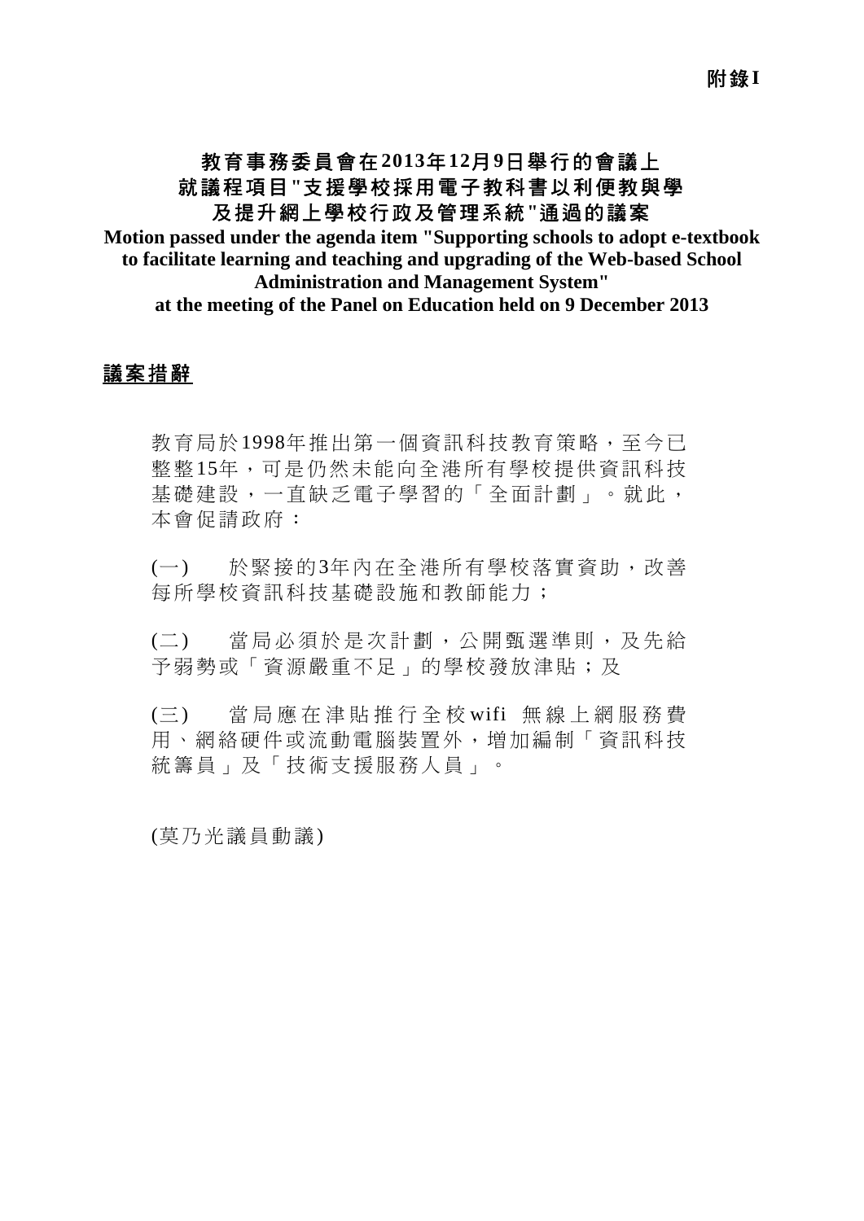附錄I

# 教育事務委員會在2013年12月9日舉行的會議上 就議程項目"支援學校採用電子教科書以利便教與學及提升網上學校行政及管理系統"通過的議案

**Motion passed under the agenda item "Supporting schools to adopt e-textbook to facilitate learning and teaching and upgrading of the Web-based School Administration and Management System" at the meeting of the Panel on Education held on 9 December 2013**

## 議案措辭

教育局於1998年推出第一個資訊科技教育策略，至今已整整15年，可是仍然未能向全港所有學校提供資訊科技基礎建設，一直缺乏電子學習的「全面計劃」。就此，本會促請政府：

(一) 於緊接的3年內在全港所有學校落實資助，改善每所學校資訊科技基礎設施和教師能力；

(二) 當局必須於是次計劃，公開甄選準則，及先給予弱勢或「資源嚴重不足」的學校發放津貼；及

(三) 當局應在津貼推行全校wifi 無線上網服務費用、網絡硬件或流動電腦裝置外，增加編制「資訊科技統籌員」及「技術支援服務人員」。

(莫乃光議員動議)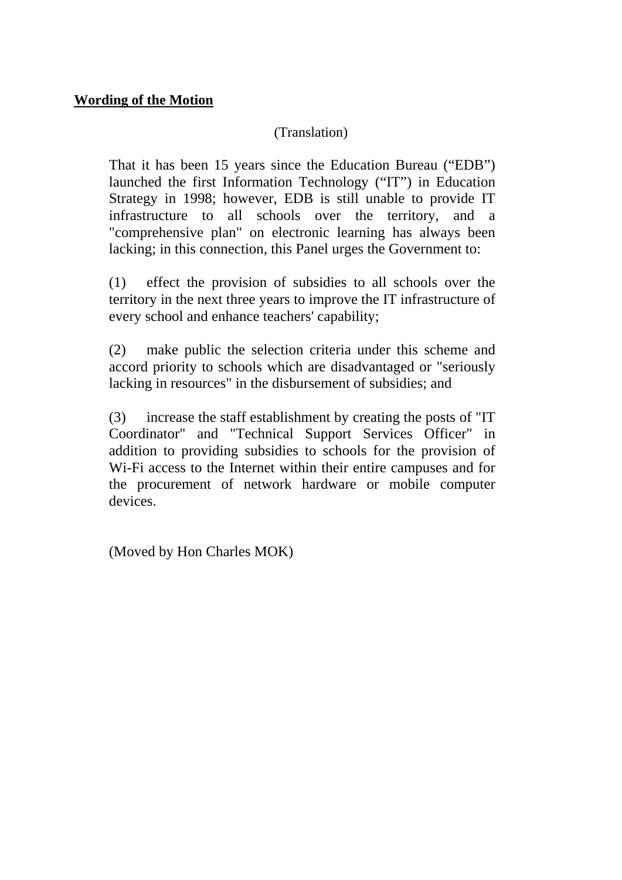**<u>Wording of the Motion</u>**

(Translation)

That it has been 15 years since the Education Bureau ("EDB") launched the first Information Technology ("IT") in Education Strategy in 1998; however, EDB is still unable to provide IT infrastructure to all schools over the territory, and a "comprehensive plan" on electronic learning has always been lacking; in this connection, this Panel urges the Government to:

(1) effect the provision of subsidies to all schools over the territory in the next three years to improve the IT infrastructure of every school and enhance teachers' capability;

(2) make public the selection criteria under this scheme and accord priority to schools which are disadvantaged or "seriously lacking in resources" in the disbursement of subsidies; and

(3) increase the staff establishment by creating the posts of "IT Coordinator" and "Technical Support Services Officer" in addition to providing subsidies to schools for the provision of Wi-Fi access to the Internet within their entire campuses and for the procurement of network hardware or mobile computer devices.

(Moved by Hon Charles MOK)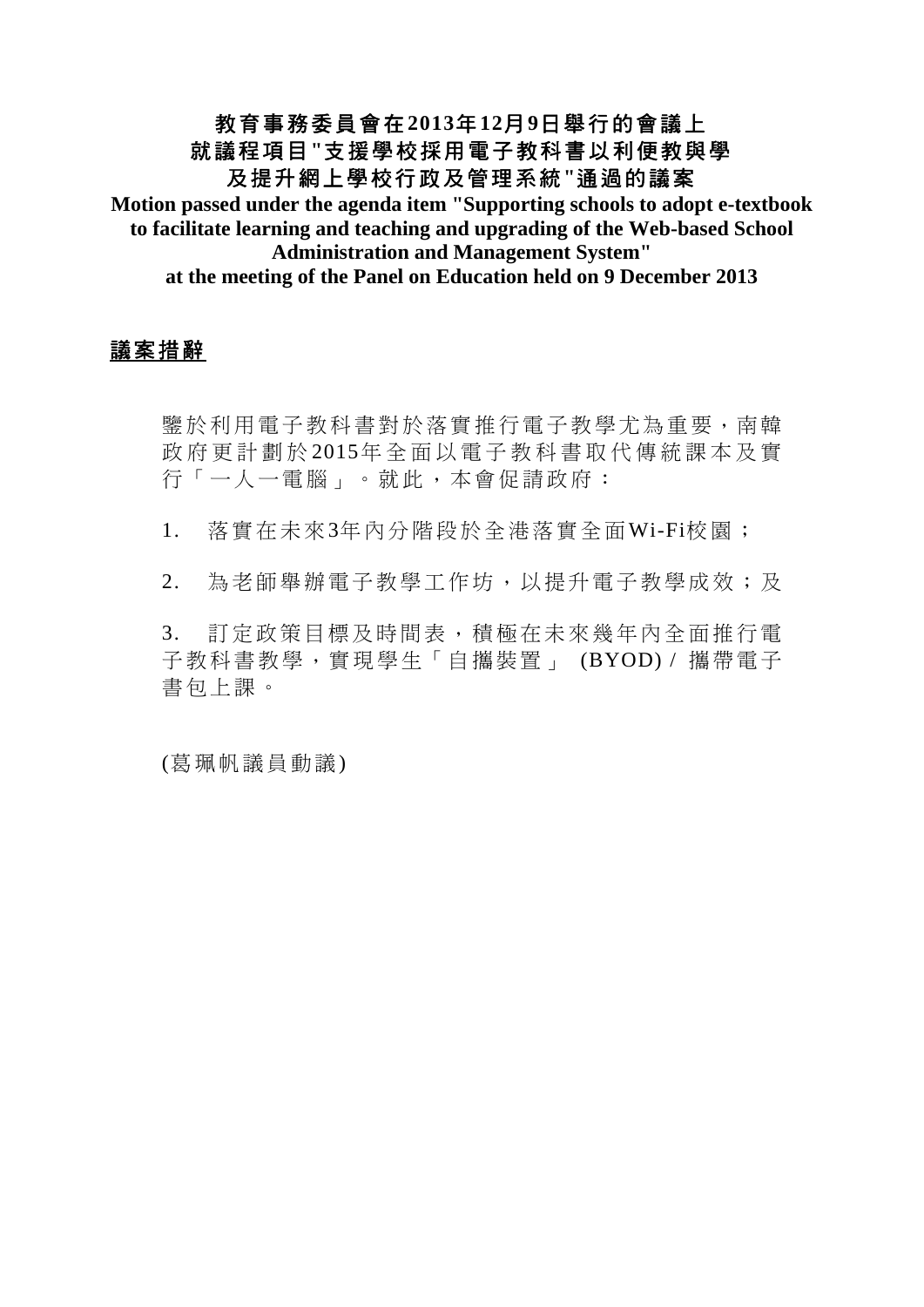# 教育事務委員會在2013年12月9日舉行的會議上
# 就議程項目"支援學校採用電子教科書以利便教與學
# 及提升網上學校行政及管理系統"通過的議案

**Motion passed under the agenda item "Supporting schools to adopt e-textbook to facilitate learning and teaching and upgrading of the Web-based School Administration and Management System" at the meeting of the Panel on Education held on 9 December 2013**

## 議案措辭

鑒於利用電子教科書對於落實推行電子教學尤為重要，南韓政府更計劃於2015年全面以電子教科書取代傳統課本及實行「一人一電腦」。就此，本會促請政府：

1. 落實在未來3年內分階段於全港落實全面Wi-Fi校園；

2. 為老師舉辦電子教學工作坊，以提升電子教學成效；及

3. 訂定政策目標及時間表，積極在未來幾年內全面推行電子教科書教學，實現學生「自攜裝置」(BYOD) / 攜帶電子書包上課。

(葛珮帆議員動議)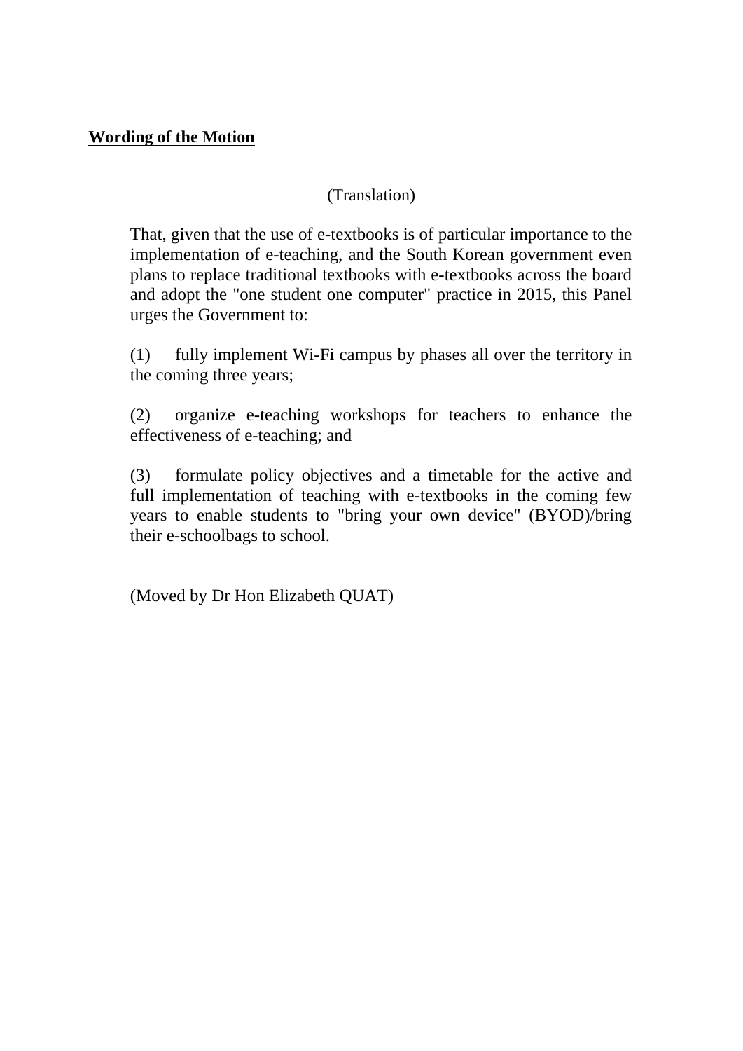**Wording of the Motion**

(Translation)

That, given that the use of e-textbooks is of particular importance to the implementation of e-teaching, and the South Korean government even plans to replace traditional textbooks with e-textbooks across the board and adopt the "one student one computer" practice in 2015, this Panel urges the Government to:

(1) fully implement Wi-Fi campus by phases all over the territory in the coming three years;

(2) organize e-teaching workshops for teachers to enhance the effectiveness of e-teaching; and

(3) formulate policy objectives and a timetable for the active and full implementation of teaching with e-textbooks in the coming few years to enable students to "bring your own device" (BYOD)/bring their e-schoolbags to school.

(Moved by Dr Hon Elizabeth QUAT)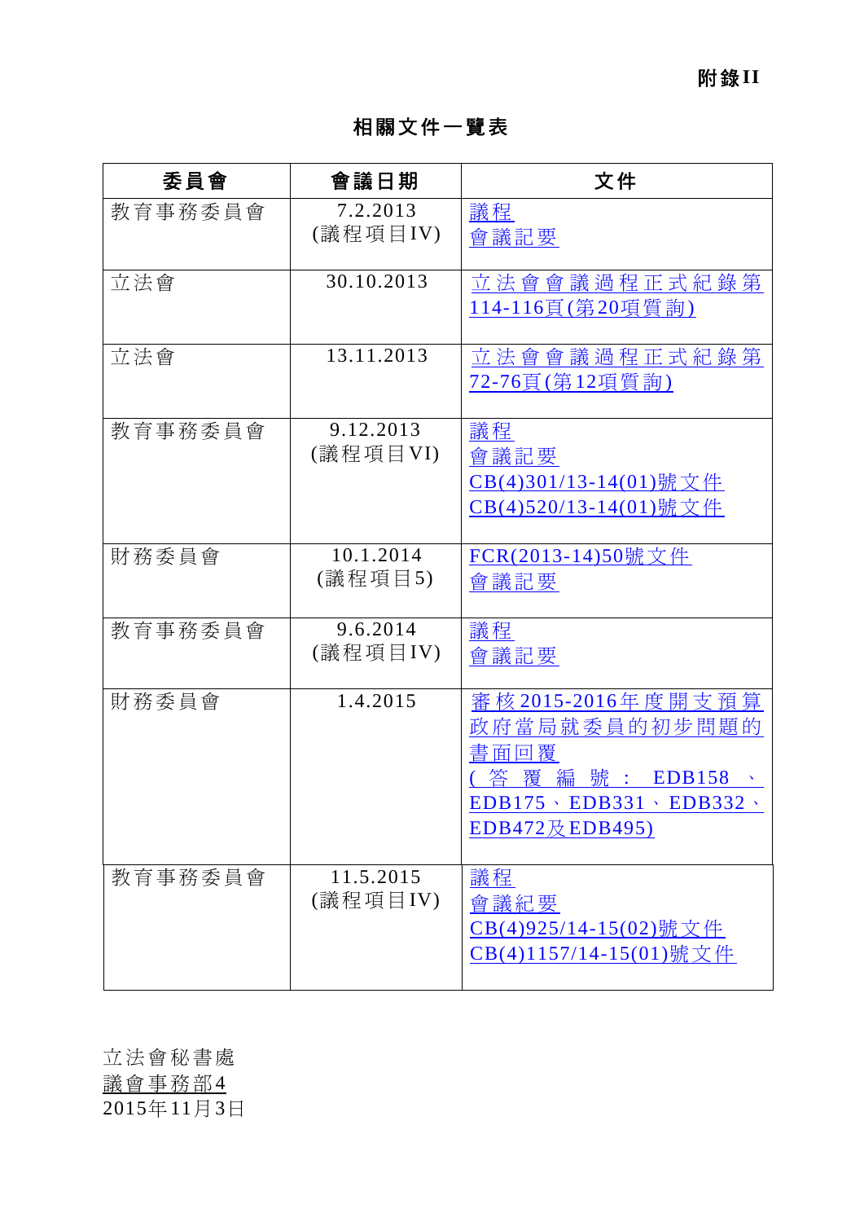**附錄II**

## 相關文件一覽表

| 委員會 | 會議日期 | 文件 |
|---|---|---|
| 教育事務委員會 | 7.2.2013<br>(議程項目IV) | 議程<br>會議記要 |
| 立法會 | 30.10.2013 | 立法會會議過程正式紀錄第114-116頁(第20項質詢) |
| 立法會 | 13.11.2013 | 立法會會議過程正式紀錄第72-76頁(第12項質詢) |
| 教育事務委員會 | 9.12.2013<br>(議程項目VI) | 議程<br>會議記要<br>CB(4)301/13-14(01)號文件<br>CB(4)520/13-14(01)號文件 |
| 財務委員會 | 10.1.2014<br>(議程項目5) | FCR(2013-14)50號文件<br>會議記要 |
| 教育事務委員會 | 9.6.2014<br>(議程項目IV) | 議程<br>會議記要 |
| 財務委員會 | 1.4.2015 | 審核2015-2016年度開支預算政府當局就委員的初步問題的書面回覆<br>(答覆編號：EDB158、EDB175、EDB331、EDB332、EDB472及EDB495) |
| 教育事務委員會 | 11.5.2015<br>(議程項目IV) | 議程<br>會議紀要<br>CB(4)925/14-15(02)號文件<br>CB(4)1157/14-15(01)號文件 |

立法會秘書處
議會事務部4
2015年11月3日